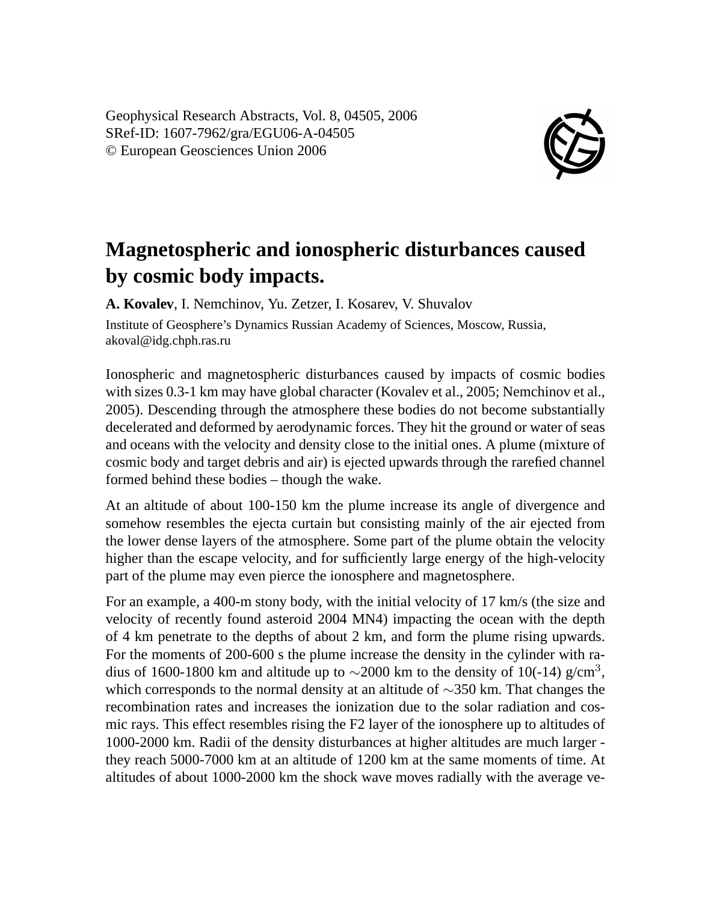Geophysical Research Abstracts, Vol. 8, 04505, 2006
SRef-ID: 1607-7962/gra/EGU06-A-04505
© European Geosciences Union 2006

# Magnetospheric and ionospheric disturbances caused by cosmic body impacts.

**A. Kovalev**, I. Nemchinov, Yu. Zetzer, I. Kosarev, V. Shuvalov

Institute of Geosphere's Dynamics Russian Academy of Sciences, Moscow, Russia, akoval@idg.chph.ras.ru

Ionospheric and magnetospheric disturbances caused by impacts of cosmic bodies with sizes 0.3-1 km may have global character (Kovalev et al., 2005; Nemchinov et al., 2005). Descending through the atmosphere these bodies do not become substantially decelerated and deformed by aerodynamic forces. They hit the ground or water of seas and oceans with the velocity and density close to the initial ones. A plume (mixture of cosmic body and target debris and air) is ejected upwards through the rarefied channel formed behind these bodies – though the wake.

At an altitude of about 100-150 km the plume increase its angle of divergence and somehow resembles the ejecta curtain but consisting mainly of the air ejected from the lower dense layers of the atmosphere. Some part of the plume obtain the velocity higher than the escape velocity, and for sufficiently large energy of the high-velocity part of the plume may even pierce the ionosphere and magnetosphere.

For an example, a 400-m stony body, with the initial velocity of 17 km/s (the size and velocity of recently found asteroid 2004 MN4) impacting the ocean with the depth of 4 km penetrate to the depths of about 2 km, and form the plume rising upwards. For the moments of 200-600 s the plume increase the density in the cylinder with radius of 1600-1800 km and altitude up to $\sim$2000 km to the density of 10(-14) g/cm$^3$, which corresponds to the normal density at an altitude of $\sim$350 km. That changes the recombination rates and increases the ionization due to the solar radiation and cosmic rays. This effect resembles rising the F2 layer of the ionosphere up to altitudes of 1000-2000 km. Radii of the density disturbances at higher altitudes are much larger - they reach 5000-7000 km at an altitude of 1200 km at the same moments of time. At altitudes of about 1000-2000 km the shock wave moves radially with the average ve-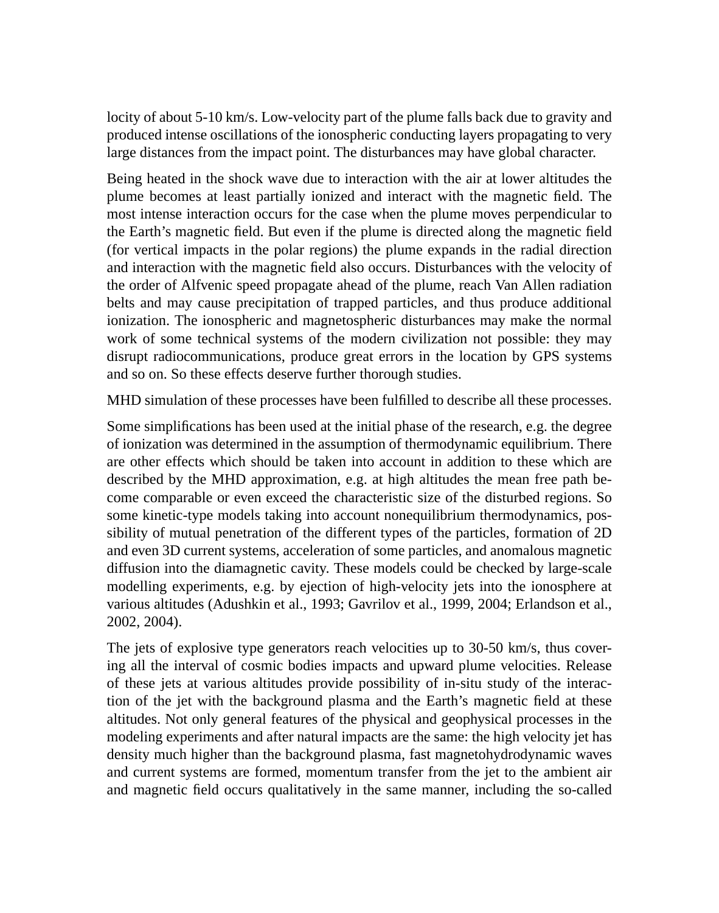locity of about 5-10 km/s. Low-velocity part of the plume falls back due to gravity and produced intense oscillations of the ionospheric conducting layers propagating to very large distances from the impact point. The disturbances may have global character.

Being heated in the shock wave due to interaction with the air at lower altitudes the plume becomes at least partially ionized and interact with the magnetic field. The most intense interaction occurs for the case when the plume moves perpendicular to the Earth's magnetic field. But even if the plume is directed along the magnetic field (for vertical impacts in the polar regions) the plume expands in the radial direction and interaction with the magnetic field also occurs. Disturbances with the velocity of the order of Alfvenic speed propagate ahead of the plume, reach Van Allen radiation belts and may cause precipitation of trapped particles, and thus produce additional ionization. The ionospheric and magnetospheric disturbances may make the normal work of some technical systems of the modern civilization not possible: they may disrupt radiocommunications, produce great errors in the location by GPS systems and so on. So these effects deserve further thorough studies.

MHD simulation of these processes have been fulfilled to describe all these processes.

Some simplifications has been used at the initial phase of the research, e.g. the degree of ionization was determined in the assumption of thermodynamic equilibrium. There are other effects which should be taken into account in addition to these which are described by the MHD approximation, e.g. at high altitudes the mean free path become comparable or even exceed the characteristic size of the disturbed regions. So some kinetic-type models taking into account nonequilibrium thermodynamics, possibility of mutual penetration of the different types of the particles, formation of 2D and even 3D current systems, acceleration of some particles, and anomalous magnetic diffusion into the diamagnetic cavity. These models could be checked by large-scale modelling experiments, e.g. by ejection of high-velocity jets into the ionosphere at various altitudes (Adushkin et al., 1993; Gavrilov et al., 1999, 2004; Erlandson et al., 2002, 2004).

The jets of explosive type generators reach velocities up to 30-50 km/s, thus covering all the interval of cosmic bodies impacts and upward plume velocities. Release of these jets at various altitudes provide possibility of in-situ study of the interaction of the jet with the background plasma and the Earth's magnetic field at these altitudes. Not only general features of the physical and geophysical processes in the modeling experiments and after natural impacts are the same: the high velocity jet has density much higher than the background plasma, fast magnetohydrodynamic waves and current systems are formed, momentum transfer from the jet to the ambient air and magnetic field occurs qualitatively in the same manner, including the so-called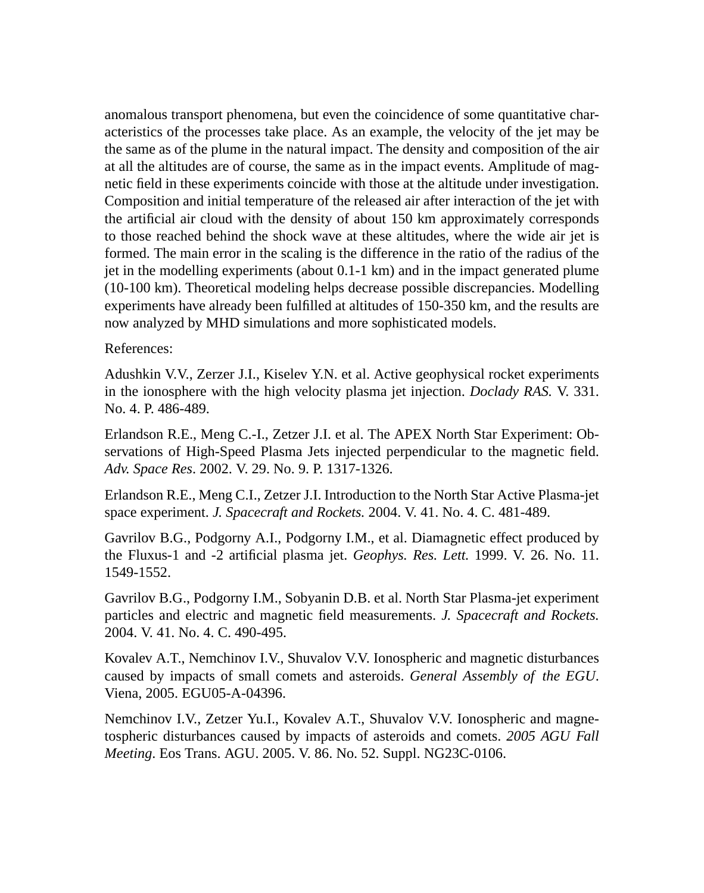anomalous transport phenomena, but even the coincidence of some quantitative characteristics of the processes take place. As an example, the velocity of the jet may be the same as of the plume in the natural impact. The density and composition of the air at all the altitudes are of course, the same as in the impact events. Amplitude of magnetic field in these experiments coincide with those at the altitude under investigation. Composition and initial temperature of the released air after interaction of the jet with the artificial air cloud with the density of about 150 km approximately corresponds to those reached behind the shock wave at these altitudes, where the wide air jet is formed. The main error in the scaling is the difference in the ratio of the radius of the jet in the modelling experiments (about 0.1-1 km) and in the impact generated plume (10-100 km). Theoretical modeling helps decrease possible discrepancies. Modelling experiments have already been fulfilled at altitudes of 150-350 km, and the results are now analyzed by MHD simulations and more sophisticated models.

References:

Adushkin V.V., Zerzer J.I., Kiselev Y.N. et al. Active geophysical rocket experiments in the ionosphere with the high velocity plasma jet injection. *Doclady RAS.* V. 331. No. 4. P. 486-489.

Erlandson R.E., Meng C.-I., Zetzer J.I. et al. The APEX North Star Experiment: Observations of High-Speed Plasma Jets injected perpendicular to the magnetic field. *Adv. Space Res*. 2002. V. 29. No. 9. P. 1317-1326.

Erlandson R.E., Meng C.I., Zetzer J.I. Introduction to the North Star Active Plasma-jet space experiment. *J. Spacecraft and Rockets.* 2004. V. 41. No. 4. C. 481-489.

Gavrilov B.G., Podgorny A.I., Podgorny I.M., et al. Diamagnetic effect produced by the Fluxus-1 and -2 artificial plasma jet. *Geophys. Res. Lett.* 1999. V. 26. No. 11. 1549-1552.

Gavrilov B.G., Podgorny I.M., Sobyanin D.B. et al. North Star Plasma-jet experiment particles and electric and magnetic field measurements. *J. Spacecraft and Rockets.* 2004. V. 41. No. 4. C. 490-495.

Kovalev A.T., Nemchinov I.V., Shuvalov V.V. Ionospheric and magnetic disturbances caused by impacts of small comets and asteroids. *General Assembly of the EGU*. Viena, 2005. EGU05-A-04396.

Nemchinov I.V., Zetzer Yu.I., Kovalev A.T., Shuvalov V.V. Ionospheric and magnetospheric disturbances caused by impacts of asteroids and comets. *2005 AGU Fall Meeting*. Eos Trans. AGU. 2005. V. 86. No. 52. Suppl. NG23C-0106.